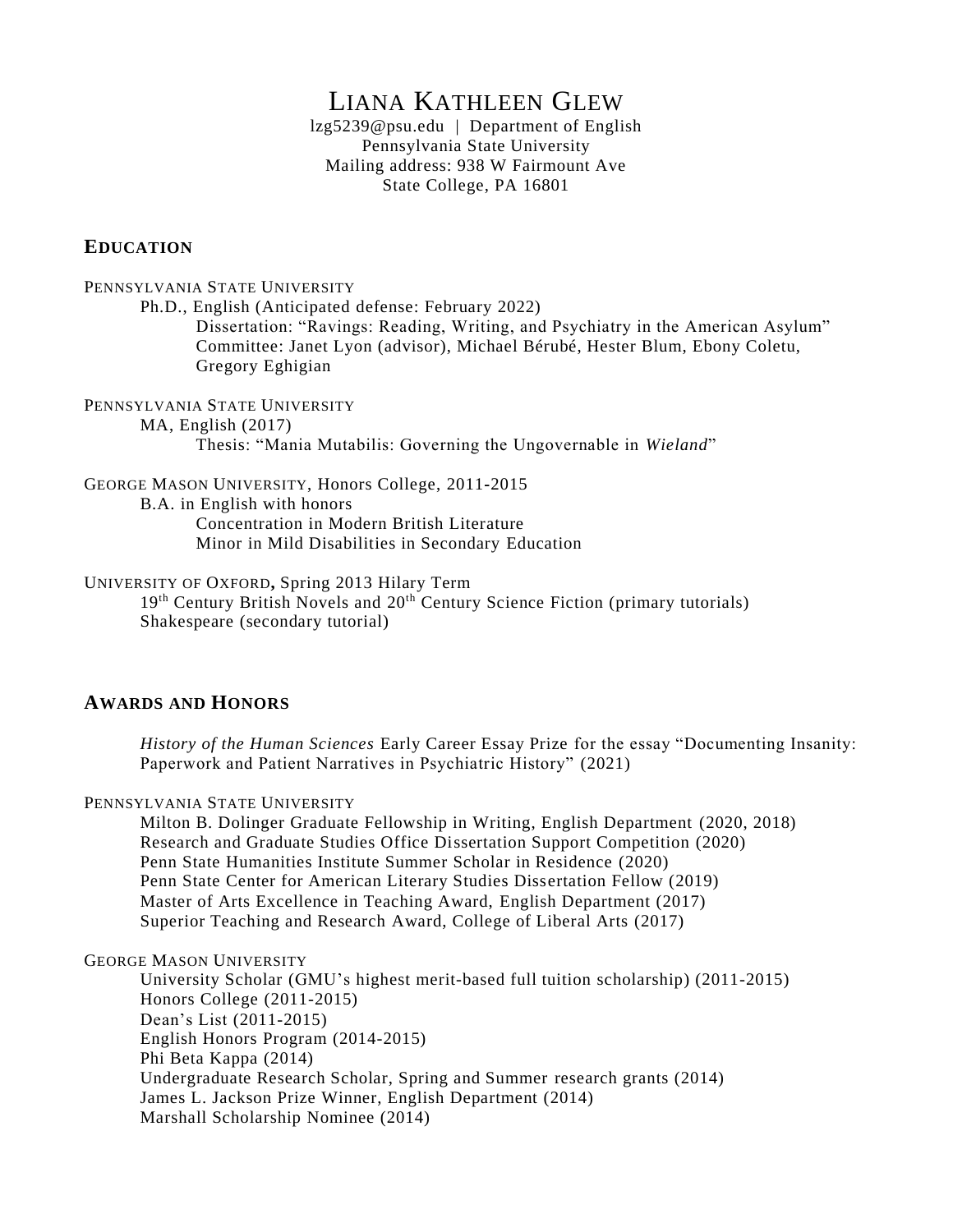# LIANA KATHLEEN GLEW

lzg5239@psu.edu | Department of English
Pennsylvania State University
Mailing address: 938 W Fairmount Ave
State College, PA 16801

## EDUCATION

PENNSYLVANIA STATE UNIVERSITY

Ph.D., English (Anticipated defense: February 2022)

Dissertation: "Ravings: Reading, Writing, and Psychiatry in the American Asylum"

Committee: Janet Lyon (advisor), Michael Bérubé, Hester Blum, Ebony Coletu, Gregory Eghigian

PENNSYLVANIA STATE UNIVERSITY

MA, English (2017)

Thesis: "Mania Mutabilis: Governing the Ungovernable in *Wieland*"

GEORGE MASON UNIVERSITY, Honors College, 2011-2015

B.A. in English with honors

Concentration in Modern British Literature

Minor in Mild Disabilities in Secondary Education

UNIVERSITY OF OXFORD**,** Spring 2013 Hilary Term

19th Century British Novels and 20th Century Science Fiction (primary tutorials)

Shakespeare (secondary tutorial)

## AWARDS AND HONORS

*History of the Human Sciences* Early Career Essay Prize for the essay "Documenting Insanity: Paperwork and Patient Narratives in Psychiatric History" (2021)

PENNSYLVANIA STATE UNIVERSITY

Milton B. Dolinger Graduate Fellowship in Writing, English Department (2020, 2018)
Research and Graduate Studies Office Dissertation Support Competition (2020)
Penn State Humanities Institute Summer Scholar in Residence (2020)
Penn State Center for American Literary Studies Dissertation Fellow (2019)
Master of Arts Excellence in Teaching Award, English Department (2017)
Superior Teaching and Research Award, College of Liberal Arts (2017)

GEORGE MASON UNIVERSITY

University Scholar (GMU's highest merit-based full tuition scholarship) (2011-2015)
Honors College (2011-2015)
Dean's List (2011-2015)
English Honors Program (2014-2015)
Phi Beta Kappa (2014)
Undergraduate Research Scholar, Spring and Summer research grants (2014)
James L. Jackson Prize Winner, English Department (2014)
Marshall Scholarship Nominee (2014)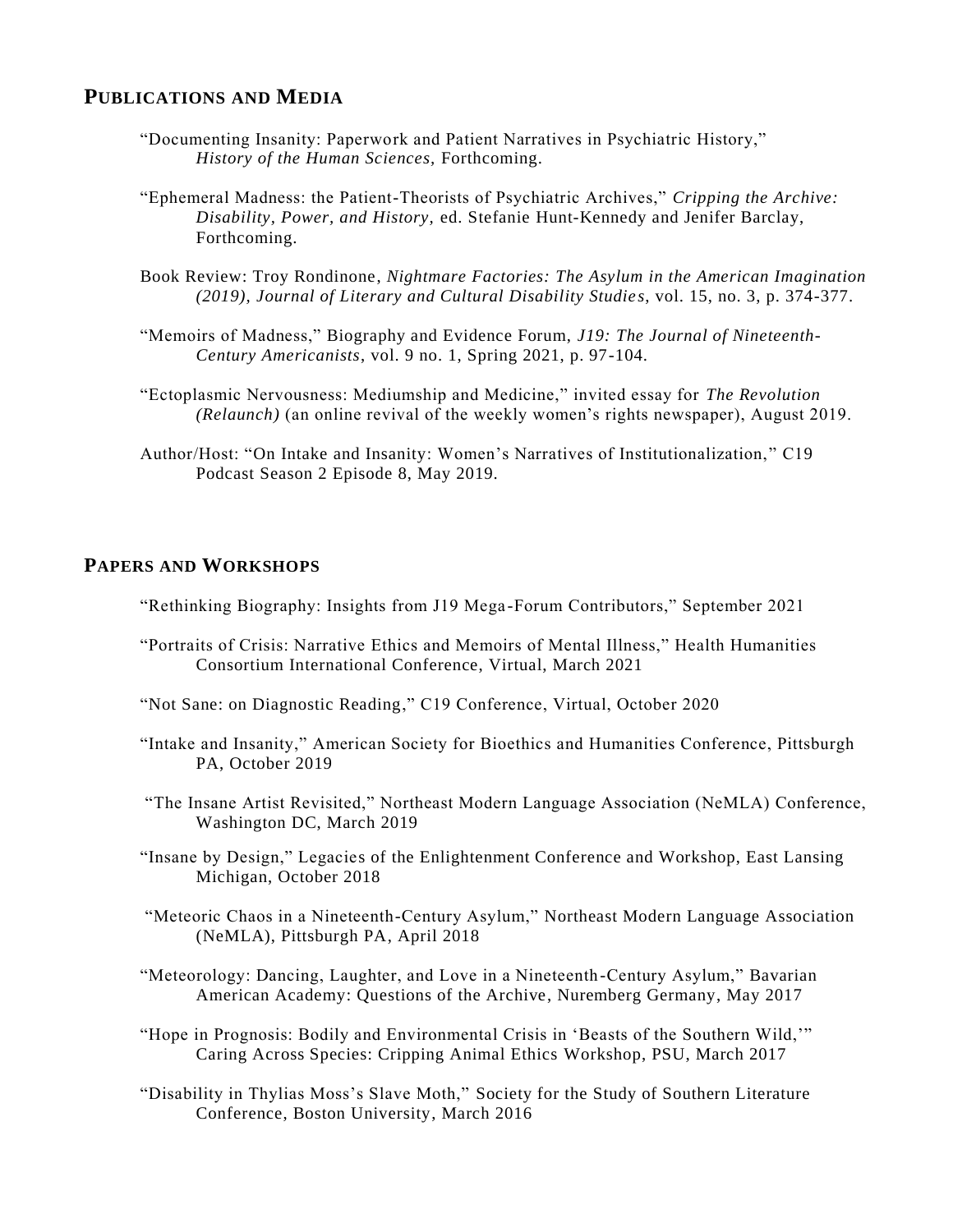## PUBLICATIONS AND MEDIA

"Documenting Insanity: Paperwork and Patient Narratives in Psychiatric History," *History of the Human Sciences,* Forthcoming.

"Ephemeral Madness: the Patient-Theorists of Psychiatric Archives," *Cripping the Archive: Disability, Power, and History,* ed. Stefanie Hunt-Kennedy and Jenifer Barclay, Forthcoming.

Book Review: Troy Rondinone, *Nightmare Factories: The Asylum in the American Imagination (2019), Journal of Literary and Cultural Disability Studies*, vol. 15, no. 3, p. 374-377.

"Memoirs of Madness," Biography and Evidence Forum, *J19: The Journal of Nineteenth-Century Americanists*, vol. 9 no. 1, Spring 2021, p. 97-104.

"Ectoplasmic Nervousness: Mediumship and Medicine," invited essay for *The Revolution (Relaunch)* (an online revival of the weekly women's rights newspaper), August 2019.

Author/Host: "On Intake and Insanity: Women's Narratives of Institutionalization," C19 Podcast Season 2 Episode 8, May 2019.

## PAPERS AND WORKSHOPS

"Rethinking Biography: Insights from J19 Mega-Forum Contributors," September 2021

"Portraits of Crisis: Narrative Ethics and Memoirs of Mental Illness," Health Humanities Consortium International Conference, Virtual, March 2021

"Not Sane: on Diagnostic Reading," C19 Conference, Virtual, October 2020

"Intake and Insanity," American Society for Bioethics and Humanities Conference, Pittsburgh PA, October 2019

"The Insane Artist Revisited," Northeast Modern Language Association (NeMLA) Conference, Washington DC, March 2019

"Insane by Design," Legacies of the Enlightenment Conference and Workshop, East Lansing Michigan, October 2018

"Meteoric Chaos in a Nineteenth-Century Asylum," Northeast Modern Language Association (NeMLA), Pittsburgh PA, April 2018

"Meteorology: Dancing, Laughter, and Love in a Nineteenth-Century Asylum," Bavarian American Academy: Questions of the Archive, Nuremberg Germany, May 2017

"Hope in Prognosis: Bodily and Environmental Crisis in 'Beasts of the Southern Wild,'" Caring Across Species: Cripping Animal Ethics Workshop, PSU, March 2017

"Disability in Thylias Moss's Slave Moth," Society for the Study of Southern Literature Conference, Boston University, March 2016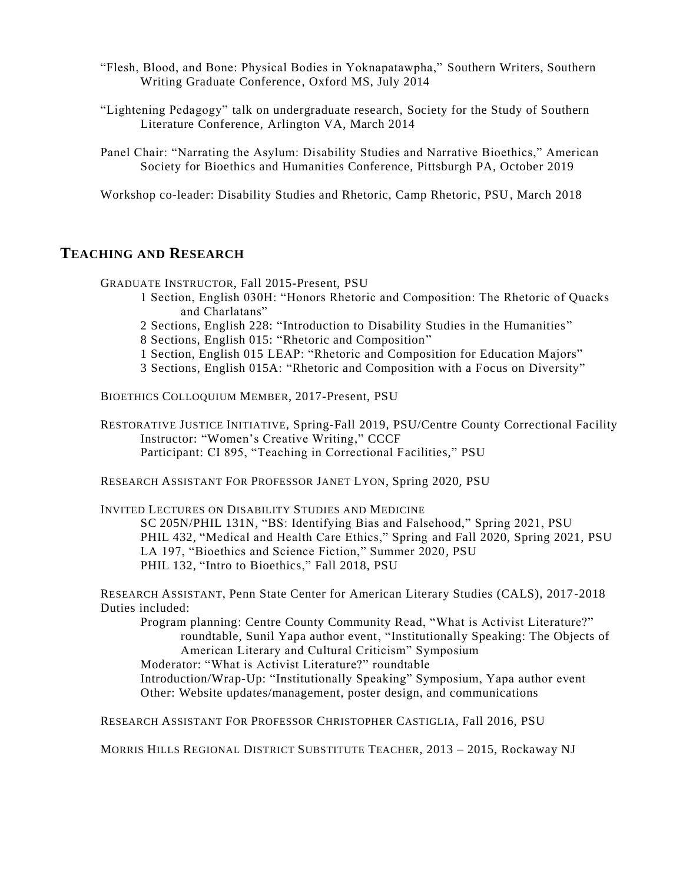"Flesh, Blood, and Bone: Physical Bodies in Yoknapatawpha," Southern Writers, Southern Writing Graduate Conference, Oxford MS, July 2014

"Lightening Pedagogy" talk on undergraduate research, Society for the Study of Southern Literature Conference, Arlington VA, March 2014

Panel Chair: "Narrating the Asylum: Disability Studies and Narrative Bioethics," American Society for Bioethics and Humanities Conference, Pittsburgh PA, October 2019

Workshop co-leader: Disability Studies and Rhetoric, Camp Rhetoric, PSU, March 2018

## TEACHING AND RESEARCH

GRADUATE INSTRUCTOR, Fall 2015-Present, PSU

- 1 Section, English 030H: "Honors Rhetoric and Composition: The Rhetoric of Quacks and Charlatans"
- 2 Sections, English 228: "Introduction to Disability Studies in the Humanities"
- 8 Sections, English 015: "Rhetoric and Composition"
- 1 Section, English 015 LEAP: "Rhetoric and Composition for Education Majors"
- 3 Sections, English 015A: "Rhetoric and Composition with a Focus on Diversity"

BIOETHICS COLLOQUIUM MEMBER, 2017-Present, PSU

RESTORATIVE JUSTICE INITIATIVE, Spring-Fall 2019, PSU/Centre County Correctional Facility

- Instructor: "Women's Creative Writing," CCCF
- Participant: CI 895, "Teaching in Correctional Facilities," PSU

RESEARCH ASSISTANT FOR PROFESSOR JANET LYON, Spring 2020, PSU

INVITED LECTURES ON DISABILITY STUDIES AND MEDICINE

- SC 205N/PHIL 131N, "BS: Identifying Bias and Falsehood," Spring 2021, PSU
- PHIL 432, "Medical and Health Care Ethics," Spring and Fall 2020, Spring 2021, PSU
- LA 197, "Bioethics and Science Fiction," Summer 2020, PSU
- PHIL 132, "Intro to Bioethics," Fall 2018, PSU

RESEARCH ASSISTANT, Penn State Center for American Literary Studies (CALS), 2017-2018
Duties included:

- Program planning: Centre County Community Read, "What is Activist Literature?" roundtable, Sunil Yapa author event, "Institutionally Speaking: The Objects of American Literary and Cultural Criticism" Symposium
- Moderator: "What is Activist Literature?" roundtable
- Introduction/Wrap-Up: "Institutionally Speaking" Symposium, Yapa author event
- Other: Website updates/management, poster design, and communications

RESEARCH ASSISTANT FOR PROFESSOR CHRISTOPHER CASTIGLIA, Fall 2016, PSU

MORRIS HILLS REGIONAL DISTRICT SUBSTITUTE TEACHER, 2013 – 2015, Rockaway NJ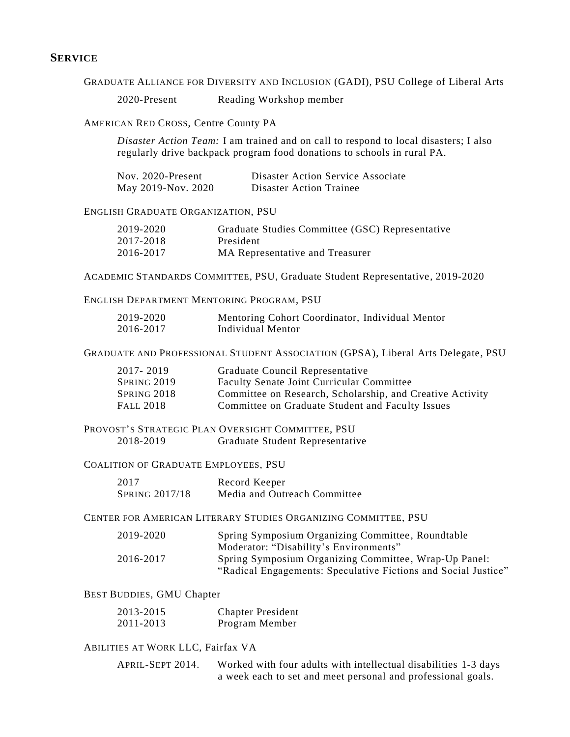## SERVICE

GRADUATE ALLIANCE FOR DIVERSITY AND INCLUSION (GADI), PSU College of Liberal Arts

| | |
|---|---|
| 2020-Present | Reading Workshop member |

AMERICAN RED CROSS, Centre County PA

*Disaster Action Team:* I am trained and on call to respond to local disasters; I also regularly drive backpack program food donations to schools in rural PA.

| | |
|---|---|
| Nov. 2020-Present | Disaster Action Service Associate |
| May 2019-Nov. 2020 | Disaster Action Trainee |

ENGLISH GRADUATE ORGANIZATION, PSU

| | |
|---|---|
| 2019-2020 | Graduate Studies Committee (GSC) Representative |
| 2017-2018 | President |
| 2016-2017 | MA Representative and Treasurer |

ACADEMIC STANDARDS COMMITTEE, PSU, Graduate Student Representative, 2019-2020

ENGLISH DEPARTMENT MENTORING PROGRAM, PSU

| | |
|---|---|
| 2019-2020 | Mentoring Cohort Coordinator, Individual Mentor |
| 2016-2017 | Individual Mentor |

GRADUATE AND PROFESSIONAL STUDENT ASSOCIATION (GPSA), Liberal Arts Delegate, PSU

| | |
|---|---|
| 2017- 2019 | Graduate Council Representative |
| SPRING 2019 | Faculty Senate Joint Curricular Committee |
| SPRING 2018 | Committee on Research, Scholarship, and Creative Activity |
| FALL 2018 | Committee on Graduate Student and Faculty Issues |

PROVOST'S STRATEGIC PLAN OVERSIGHT COMMITTEE, PSU

| | |
|---|---|
| 2018-2019 | Graduate Student Representative |

COALITION OF GRADUATE EMPLOYEES, PSU

| | |
|---|---|
| 2017 | Record Keeper |
| SPRING 2017/18 | Media and Outreach Committee |

CENTER FOR AMERICAN LITERARY STUDIES ORGANIZING COMMITTEE, PSU

| | |
|---|---|
| 2019-2020 | Spring Symposium Organizing Committee, Roundtable Moderator: "Disability's Environments" |
| 2016-2017 | Spring Symposium Organizing Committee, Wrap-Up Panel: "Radical Engagements: Speculative Fictions and Social Justice" |

BEST BUDDIES, GMU Chapter

| | |
|---|---|
| 2013-2015 | Chapter President |
| 2011-2013 | Program Member |

ABILITIES AT WORK LLC, Fairfax VA

| | |
|---|---|
| APRIL-SEPT 2014. | Worked with four adults with intellectual disabilities 1-3 days a week each to set and meet personal and professional goals. |